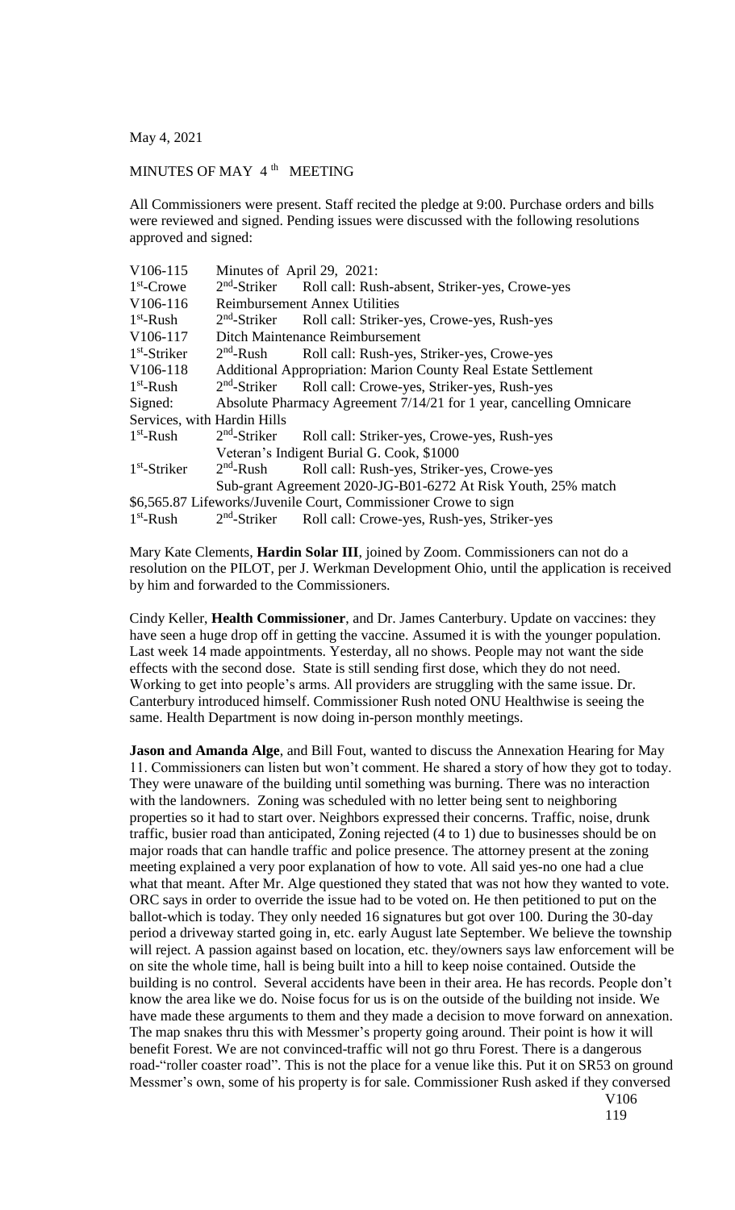May 4, 2021

MINUTES OF MAY 4th MEETING

All Commissioners were present. Staff recited the pledge at 9:00. Purchase orders and bills were reviewed and signed. Pending issues were discussed with the following resolutions approved and signed:

| | |
|---|---|
| V106-115 | Minutes of April 29, 2021: |
| 1st-Crowe | 2nd-Striker Roll call: Rush-absent, Striker-yes, Crowe-yes |
| V106-116 | Reimbursement Annex Utilities |
| 1st-Rush | 2nd-Striker Roll call: Striker-yes, Crowe-yes, Rush-yes |
| V106-117 | Ditch Maintenance Reimbursement |
| 1st-Striker | 2nd-Rush Roll call: Rush-yes, Striker-yes, Crowe-yes |
| V106-118 | Additional Appropriation: Marion County Real Estate Settlement |
| 1st-Rush | 2nd-Striker Roll call: Crowe-yes, Striker-yes, Rush-yes |
| Signed: | Absolute Pharmacy Agreement 7/14/21 for 1 year, cancelling Omnicare |
| Services, with Hardin Hills | |
| 1st-Rush | 2nd-Striker Roll call: Striker-yes, Crowe-yes, Rush-yes |
| | Veteran's Indigent Burial G. Cook, $1000 |
| 1st-Striker | 2nd-Rush Roll call: Rush-yes, Striker-yes, Crowe-yes |
| | Sub-grant Agreement 2020-JG-B01-6272 At Risk Youth, 25% match |
| $6,565.87 Lifeworks/Juvenile Court, Commissioner Crowe to sign | |
| 1st-Rush | 2nd-Striker Roll call: Crowe-yes, Rush-yes, Striker-yes |

Mary Kate Clements, **Hardin Solar III**, joined by Zoom. Commissioners can not do a resolution on the PILOT, per J. Werkman Development Ohio, until the application is received by him and forwarded to the Commissioners.

Cindy Keller, **Health Commissioner**, and Dr. James Canterbury. Update on vaccines: they have seen a huge drop off in getting the vaccine. Assumed it is with the younger population. Last week 14 made appointments. Yesterday, all no shows. People may not want the side effects with the second dose. State is still sending first dose, which they do not need. Working to get into people's arms. All providers are struggling with the same issue. Dr. Canterbury introduced himself. Commissioner Rush noted ONU Healthwise is seeing the same. Health Department is now doing in-person monthly meetings.

**Jason and Amanda Alge**, and Bill Fout, wanted to discuss the Annexation Hearing for May 11. Commissioners can listen but won't comment. He shared a story of how they got to today. They were unaware of the building until something was burning. There was no interaction with the landowners. Zoning was scheduled with no letter being sent to neighboring properties so it had to start over. Neighbors expressed their concerns. Traffic, noise, drunk traffic, busier road than anticipated, Zoning rejected (4 to 1) due to businesses should be on major roads that can handle traffic and police presence. The attorney present at the zoning meeting explained a very poor explanation of how to vote. All said yes-no one had a clue what that meant. After Mr. Alge questioned they stated that was not how they wanted to vote. ORC says in order to override the issue had to be voted on. He then petitioned to put on the ballot-which is today. They only needed 16 signatures but got over 100. During the 30-day period a driveway started going in, etc. early August late September. We believe the township will reject. A passion against based on location, etc. they/owners says law enforcement will be on site the whole time, hall is being built into a hill to keep noise contained. Outside the building is no control. Several accidents have been in their area. He has records. People don't know the area like we do. Noise focus for us is on the outside of the building not inside. We have made these arguments to them and they made a decision to move forward on annexation. The map snakes thru this with Messmer's property going around. Their point is how it will benefit Forest. We are not convinced-traffic will not go thru Forest. There is a dangerous road-"roller coaster road". This is not the place for a venue like this. Put it on SR53 on ground Messmer's own, some of his property is for sale. Commissioner Rush asked if they conversed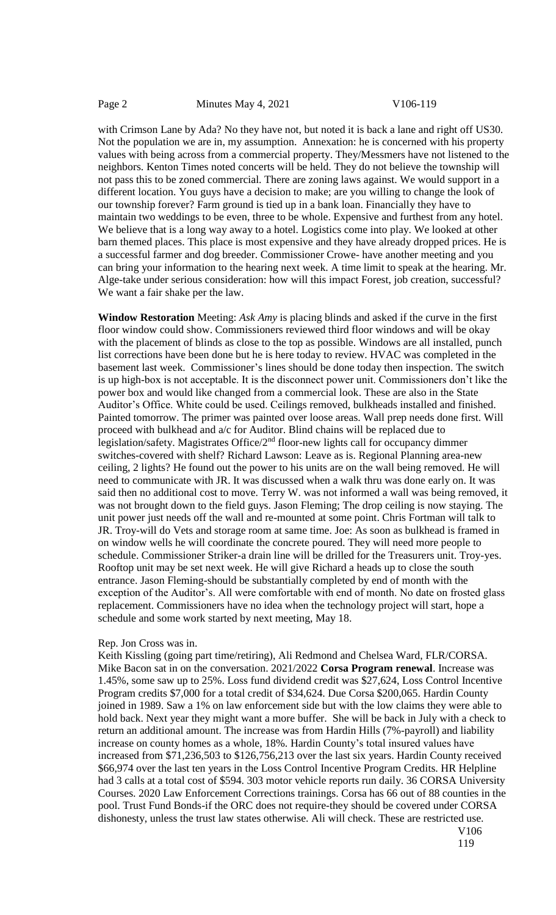with Crimson Lane by Ada? No they have not, but noted it is back a lane and right off US30. Not the population we are in, my assumption. Annexation: he is concerned with his property values with being across from a commercial property. They/Messmers have not listened to the neighbors. Kenton Times noted concerts will be held. They do not believe the township will not pass this to be zoned commercial. There are zoning laws against. We would support in a different location. You guys have a decision to make; are you willing to change the look of our township forever? Farm ground is tied up in a bank loan. Financially they have to maintain two weddings to be even, three to be whole. Expensive and furthest from any hotel. We believe that is a long way away to a hotel. Logistics come into play. We looked at other barn themed places. This place is most expensive and they have already dropped prices. He is a successful farmer and dog breeder. Commissioner Crowe- have another meeting and you can bring your information to the hearing next week. A time limit to speak at the hearing. Mr. Alge-take under serious consideration: how will this impact Forest, job creation, successful? We want a fair shake per the law.

**Window Restoration** Meeting: *Ask Amy* is placing blinds and asked if the curve in the first floor window could show. Commissioners reviewed third floor windows and will be okay with the placement of blinds as close to the top as possible. Windows are all installed, punch list corrections have been done but he is here today to review. HVAC was completed in the basement last week. Commissioner's lines should be done today then inspection. The switch is up high-box is not acceptable. It is the disconnect power unit. Commissioners don't like the power box and would like changed from a commercial look. These are also in the State Auditor's Office. White could be used. Ceilings removed, bulkheads installed and finished. Painted tomorrow. The primer was painted over loose areas. Wall prep needs done first. Will proceed with bulkhead and a/c for Auditor. Blind chains will be replaced due to legislation/safety. Magistrates Office/2nd floor-new lights call for occupancy dimmer switches-covered with shelf? Richard Lawson: Leave as is. Regional Planning area-new ceiling, 2 lights? He found out the power to his units are on the wall being removed. He will need to communicate with JR. It was discussed when a walk thru was done early on. It was said then no additional cost to move. Terry W. was not informed a wall was being removed, it was not brought down to the field guys. Jason Fleming; The drop ceiling is now staying. The unit power just needs off the wall and re-mounted at some point. Chris Fortman will talk to JR. Troy-will do Vets and storage room at same time. Joe: As soon as bulkhead is framed in on window wells he will coordinate the concrete poured. They will need more people to schedule. Commissioner Striker-a drain line will be drilled for the Treasurers unit. Troy-yes. Rooftop unit may be set next week. He will give Richard a heads up to close the south entrance. Jason Fleming-should be substantially completed by end of month with the exception of the Auditor's. All were comfortable with end of month. No date on frosted glass replacement. Commissioners have no idea when the technology project will start, hope a schedule and some work started by next meeting, May 18.

Rep. Jon Cross was in.

Keith Kissling (going part time/retiring), Ali Redmond and Chelsea Ward, FLR/CORSA. Mike Bacon sat in on the conversation. 2021/2022 **Corsa Program renewal**. Increase was 1.45%, some saw up to 25%. Loss fund dividend credit was $27,624, Loss Control Incentive Program credits $7,000 for a total credit of $34,624. Due Corsa $200,065. Hardin County joined in 1989. Saw a 1% on law enforcement side but with the low claims they were able to hold back. Next year they might want a more buffer. She will be back in July with a check to return an additional amount. The increase was from Hardin Hills (7%-payroll) and liability increase on county homes as a whole, 18%. Hardin County's total insured values have increased from $71,236,503 to $126,756,213 over the last six years. Hardin County received $66,974 over the last ten years in the Loss Control Incentive Program Credits. HR Helpline had 3 calls at a total cost of $594. 303 motor vehicle reports run daily. 36 CORSA University Courses. 2020 Law Enforcement Corrections trainings. Corsa has 66 out of 88 counties in the pool. Trust Fund Bonds-if the ORC does not require-they should be covered under CORSA dishonesty, unless the trust law states otherwise. Ali will check. These are restricted use.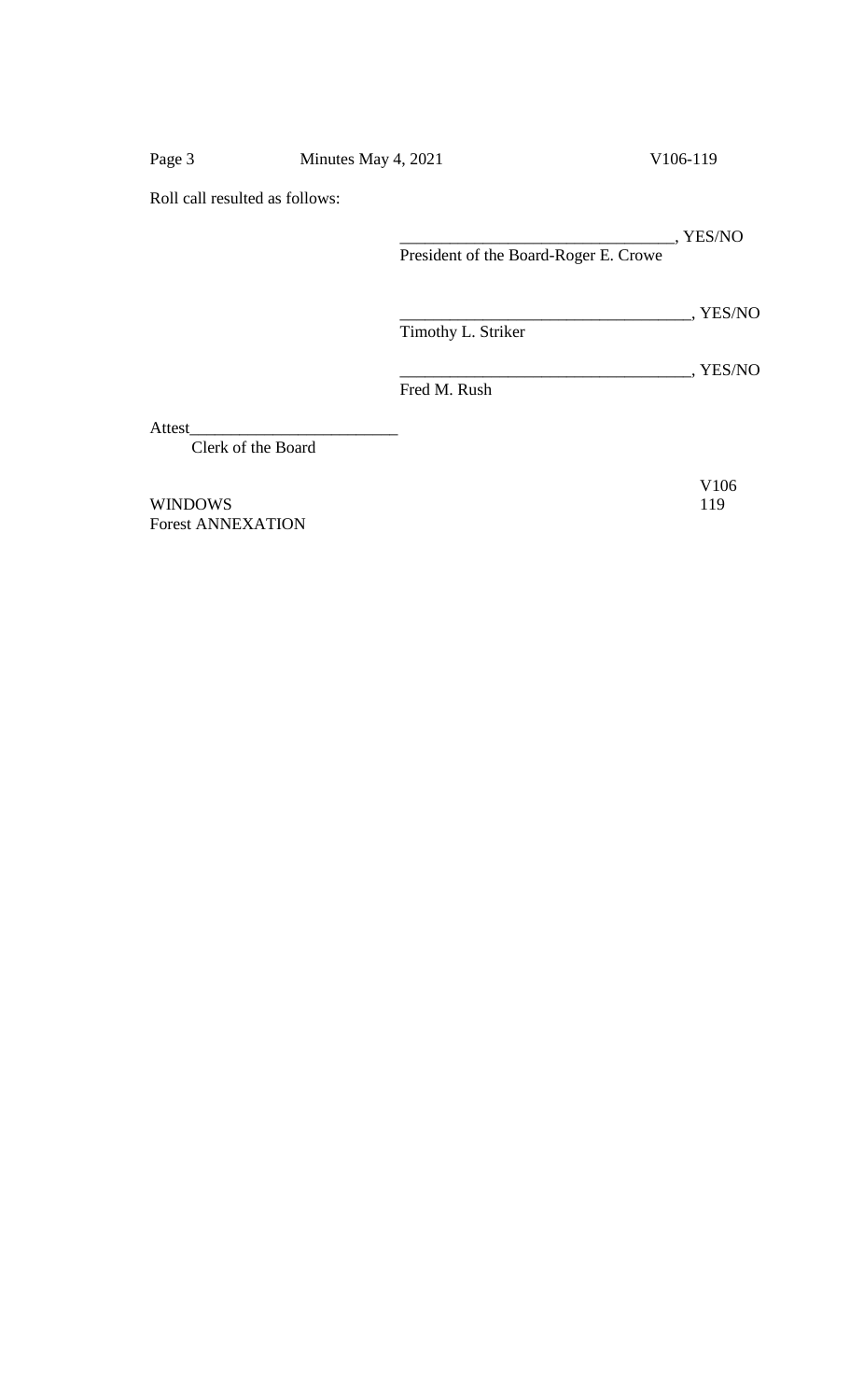Roll call resulted as follows:

_________________________________, YES/NO
President of the Board-Roger E. Crowe

___________________________________, YES/NO
Timothy L. Striker

___________________________________, YES/NO
Fred M. Rush

Attest_________________________
Clerk of the Board

WINDOWS
Forest ANNEXATION

V106
119